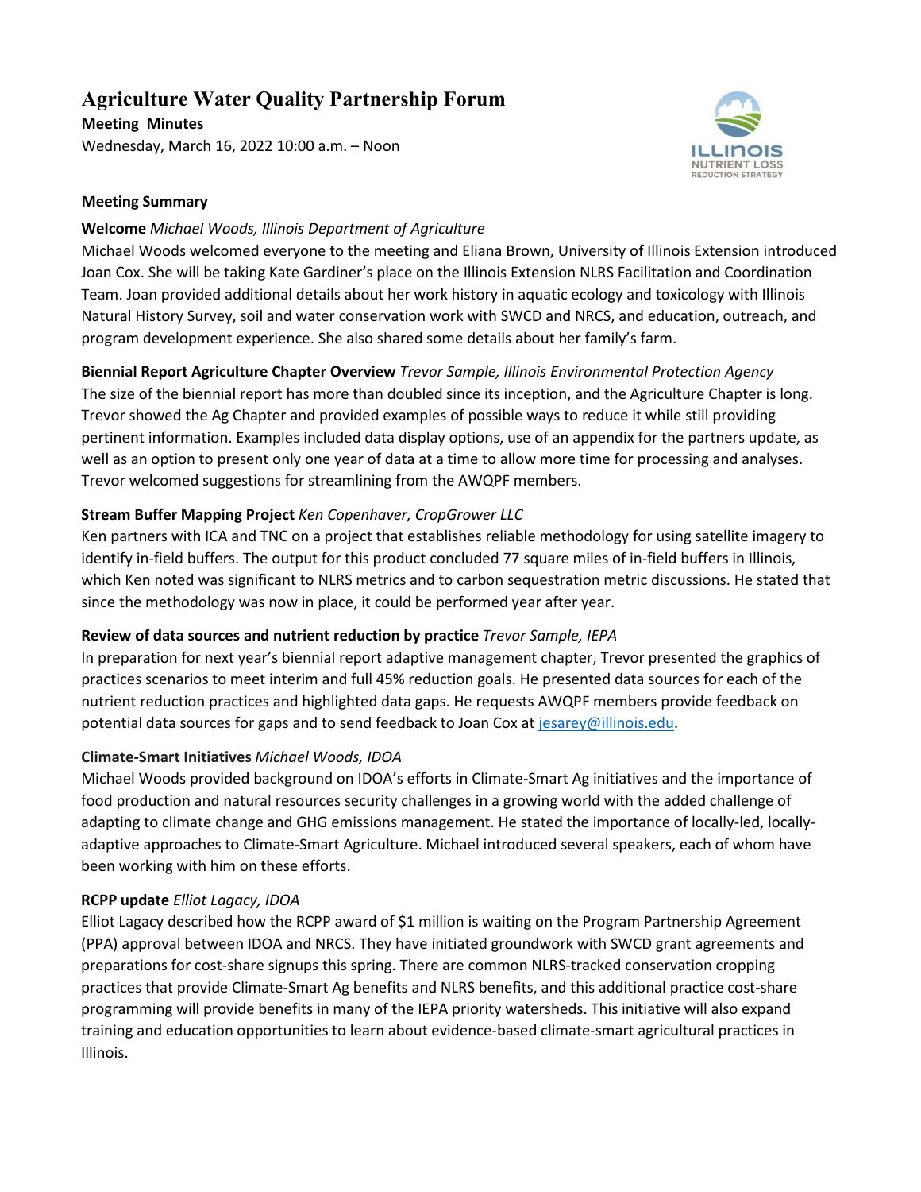# Agriculture Water Quality Partnership Forum

**Meeting Minutes**

Wednesday, March 16, 2022 10:00 a.m. – Noon

**Meeting Summary**

**Welcome** *Michael Woods, Illinois Department of Agriculture*

Michael Woods welcomed everyone to the meeting and Eliana Brown, University of Illinois Extension introduced Joan Cox. She will be taking Kate Gardiner's place on the Illinois Extension NLRS Facilitation and Coordination Team. Joan provided additional details about her work history in aquatic ecology and toxicology with Illinois Natural History Survey, soil and water conservation work with SWCD and NRCS, and education, outreach, and program development experience. She also shared some details about her family's farm.

**Biennial Report Agriculture Chapter Overview** *Trevor Sample, Illinois Environmental Protection Agency*

The size of the biennial report has more than doubled since its inception, and the Agriculture Chapter is long. Trevor showed the Ag Chapter and provided examples of possible ways to reduce it while still providing pertinent information. Examples included data display options, use of an appendix for the partners update, as well as an option to present only one year of data at a time to allow more time for processing and analyses. Trevor welcomed suggestions for streamlining from the AWQPF members.

**Stream Buffer Mapping Project** *Ken Copenhaver, CropGrower LLC*

Ken partners with ICA and TNC on a project that establishes reliable methodology for using satellite imagery to identify in-field buffers. The output for this product concluded 77 square miles of in-field buffers in Illinois, which Ken noted was significant to NLRS metrics and to carbon sequestration metric discussions. He stated that since the methodology was now in place, it could be performed year after year.

**Review of data sources and nutrient reduction by practice** *Trevor Sample, IEPA*

In preparation for next year's biennial report adaptive management chapter, Trevor presented the graphics of practices scenarios to meet interim and full 45% reduction goals. He presented data sources for each of the nutrient reduction practices and highlighted data gaps. He requests AWQPF members provide feedback on potential data sources for gaps and to send feedback to Joan Cox at jesarey@illinois.edu.

**Climate-Smart Initiatives** *Michael Woods, IDOA*

Michael Woods provided background on IDOA's efforts in Climate-Smart Ag initiatives and the importance of food production and natural resources security challenges in a growing world with the added challenge of adapting to climate change and GHG emissions management. He stated the importance of locally-led, locally-adaptive approaches to Climate-Smart Agriculture. Michael introduced several speakers, each of whom have been working with him on these efforts.

**RCPP update** *Elliot Lagacy, IDOA*

Elliot Lagacy described how the RCPP award of $1 million is waiting on the Program Partnership Agreement (PPA) approval between IDOA and NRCS. They have initiated groundwork with SWCD grant agreements and preparations for cost-share signups this spring. There are common NLRS-tracked conservation cropping practices that provide Climate-Smart Ag benefits and NLRS benefits, and this additional practice cost-share programming will provide benefits in many of the IEPA priority watersheds. This initiative will also expand training and education opportunities to learn about evidence-based climate-smart agricultural practices in Illinois.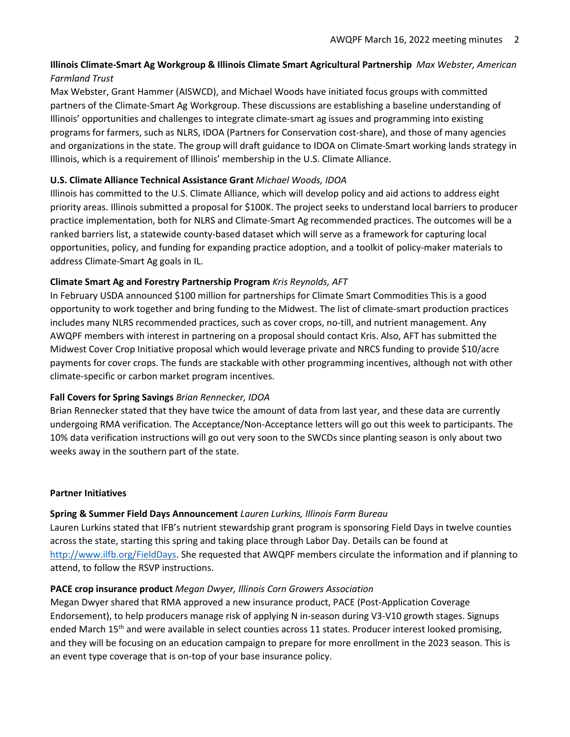**Illinois Climate-Smart Ag Workgroup & Illinois Climate Smart Agricultural Partnership** *Max Webster, American Farmland Trust*

Max Webster, Grant Hammer (AISWCD), and Michael Woods have initiated focus groups with committed partners of the Climate-Smart Ag Workgroup. These discussions are establishing a baseline understanding of Illinois' opportunities and challenges to integrate climate-smart ag issues and programming into existing programs for farmers, such as NLRS, IDOA (Partners for Conservation cost-share), and those of many agencies and organizations in the state. The group will draft guidance to IDOA on Climate-Smart working lands strategy in Illinois, which is a requirement of Illinois' membership in the U.S. Climate Alliance.

**U.S. Climate Alliance Technical Assistance Grant** *Michael Woods, IDOA*

Illinois has committed to the U.S. Climate Alliance, which will develop policy and aid actions to address eight priority areas. Illinois submitted a proposal for $100K. The project seeks to understand local barriers to producer practice implementation, both for NLRS and Climate-Smart Ag recommended practices. The outcomes will be a ranked barriers list, a statewide county-based dataset which will serve as a framework for capturing local opportunities, policy, and funding for expanding practice adoption, and a toolkit of policy-maker materials to address Climate-Smart Ag goals in IL.

**Climate Smart Ag and Forestry Partnership Program** *Kris Reynolds, AFT*

In February USDA announced $100 million for partnerships for Climate Smart Commodities This is a good opportunity to work together and bring funding to the Midwest. The list of climate-smart production practices includes many NLRS recommended practices, such as cover crops, no-till, and nutrient management. Any AWQPF members with interest in partnering on a proposal should contact Kris. Also, AFT has submitted the Midwest Cover Crop Initiative proposal which would leverage private and NRCS funding to provide $10/acre payments for cover crops. The funds are stackable with other programming incentives, although not with other climate-specific or carbon market program incentives.

**Fall Covers for Spring Savings** *Brian Rennecker, IDOA*

Brian Rennecker stated that they have twice the amount of data from last year, and these data are currently undergoing RMA verification. The Acceptance/Non-Acceptance letters will go out this week to participants. The 10% data verification instructions will go out very soon to the SWCDs since planting season is only about two weeks away in the southern part of the state.

**Partner Initiatives**

**Spring & Summer Field Days Announcement** *Lauren Lurkins, Illinois Farm Bureau*

Lauren Lurkins stated that IFB's nutrient stewardship grant program is sponsoring Field Days in twelve counties across the state, starting this spring and taking place through Labor Day. Details can be found at [http://www.ilfb.org/FieldDays](http://www.ilfb.org/FieldDays). She requested that AWQPF members circulate the information and if planning to attend, to follow the RSVP instructions.

**PACE crop insurance product** *Megan Dwyer, Illinois Corn Growers Association*

Megan Dwyer shared that RMA approved a new insurance product, PACE (Post-Application Coverage Endorsement), to help producers manage risk of applying N in-season during V3-V10 growth stages. Signups ended March 15th and were available in select counties across 11 states. Producer interest looked promising, and they will be focusing on an education campaign to prepare for more enrollment in the 2023 season. This is an event type coverage that is on-top of your base insurance policy.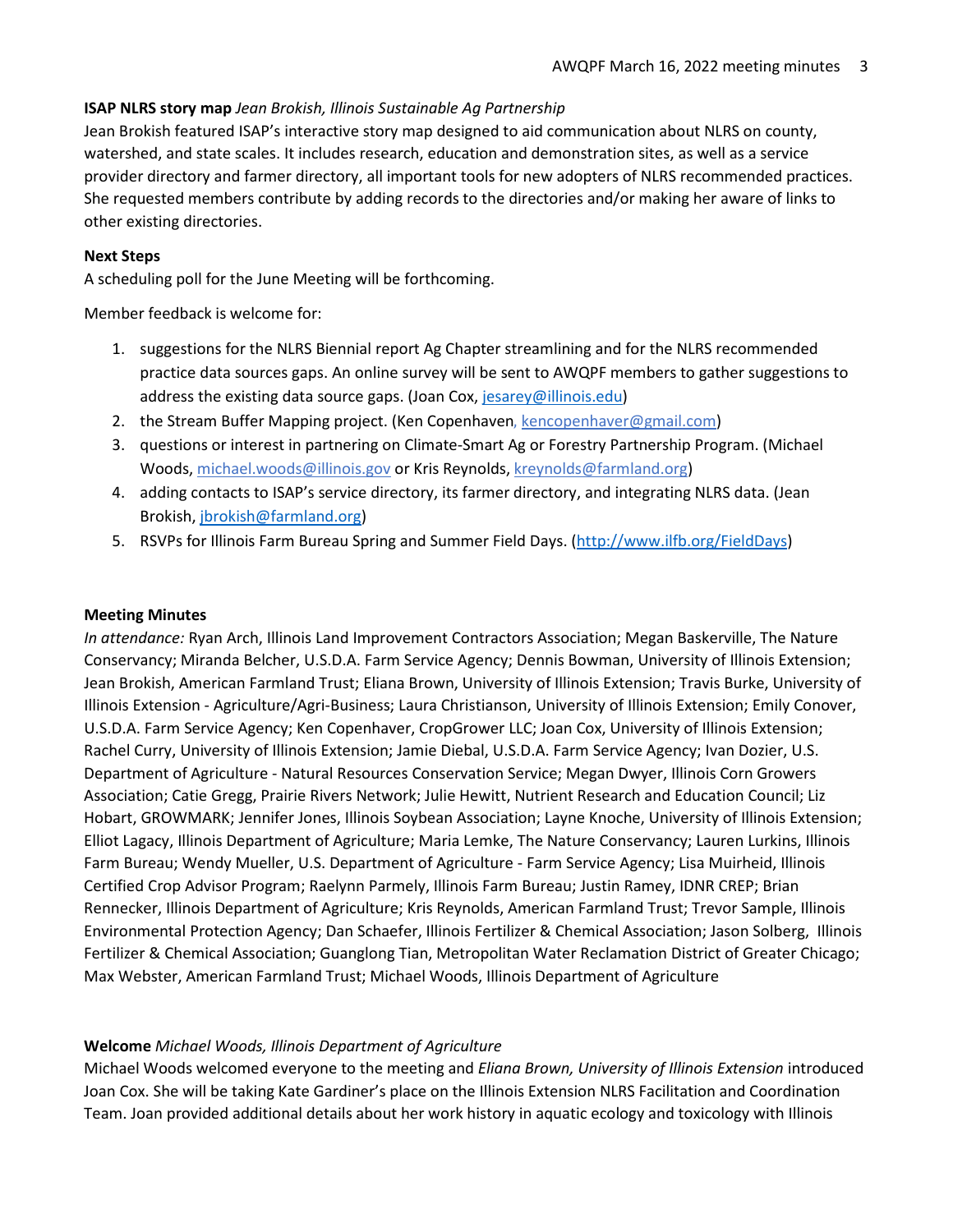**ISAP NLRS story map** *Jean Brokish, Illinois Sustainable Ag Partnership*

Jean Brokish featured ISAP's interactive story map designed to aid communication about NLRS on county, watershed, and state scales. It includes research, education and demonstration sites, as well as a service provider directory and farmer directory, all important tools for new adopters of NLRS recommended practices. She requested members contribute by adding records to the directories and/or making her aware of links to other existing directories.

**Next Steps**

A scheduling poll for the June Meeting will be forthcoming.

Member feedback is welcome for:

1. suggestions for the NLRS Biennial report Ag Chapter streamlining and for the NLRS recommended practice data sources gaps. An online survey will be sent to AWQPF members to gather suggestions to address the existing data source gaps. (Joan Cox, jesarey@illinois.edu)
2. the Stream Buffer Mapping project. (Ken Copenhaven, kencopenhaver@gmail.com)
3. questions or interest in partnering on Climate-Smart Ag or Forestry Partnership Program. (Michael Woods, michael.woods@illinois.gov or Kris Reynolds, kreynolds@farmland.org)
4. adding contacts to ISAP's service directory, its farmer directory, and integrating NLRS data. (Jean Brokish, jbrokish@farmland.org)
5. RSVPs for Illinois Farm Bureau Spring and Summer Field Days. (http://www.ilfb.org/FieldDays)

**Meeting Minutes**

*In attendance:* Ryan Arch, Illinois Land Improvement Contractors Association; Megan Baskerville, The Nature Conservancy; Miranda Belcher, U.S.D.A. Farm Service Agency; Dennis Bowman, University of Illinois Extension; Jean Brokish, American Farmland Trust; Eliana Brown, University of Illinois Extension; Travis Burke, University of Illinois Extension - Agriculture/Agri-Business; Laura Christianson, University of Illinois Extension; Emily Conover, U.S.D.A. Farm Service Agency; Ken Copenhaver, CropGrower LLC; Joan Cox, University of Illinois Extension; Rachel Curry, University of Illinois Extension; Jamie Diebal, U.S.D.A. Farm Service Agency; Ivan Dozier, U.S. Department of Agriculture - Natural Resources Conservation Service; Megan Dwyer, Illinois Corn Growers Association; Catie Gregg, Prairie Rivers Network; Julie Hewitt, Nutrient Research and Education Council; Liz Hobart, GROWMARK; Jennifer Jones, Illinois Soybean Association; Layne Knoche, University of Illinois Extension; Elliot Lagacy, Illinois Department of Agriculture; Maria Lemke, The Nature Conservancy; Lauren Lurkins, Illinois Farm Bureau; Wendy Mueller, U.S. Department of Agriculture - Farm Service Agency; Lisa Muirheid, Illinois Certified Crop Advisor Program; Raelynn Parmely, Illinois Farm Bureau; Justin Ramey, IDNR CREP; Brian Rennecker, Illinois Department of Agriculture; Kris Reynolds, American Farmland Trust; Trevor Sample, Illinois Environmental Protection Agency; Dan Schaefer, Illinois Fertilizer & Chemical Association; Jason Solberg, Illinois Fertilizer & Chemical Association; Guanglong Tian, Metropolitan Water Reclamation District of Greater Chicago; Max Webster, American Farmland Trust; Michael Woods, Illinois Department of Agriculture

**Welcome** *Michael Woods, Illinois Department of Agriculture*

Michael Woods welcomed everyone to the meeting and *Eliana Brown, University of Illinois Extension* introduced Joan Cox. She will be taking Kate Gardiner's place on the Illinois Extension NLRS Facilitation and Coordination Team. Joan provided additional details about her work history in aquatic ecology and toxicology with Illinois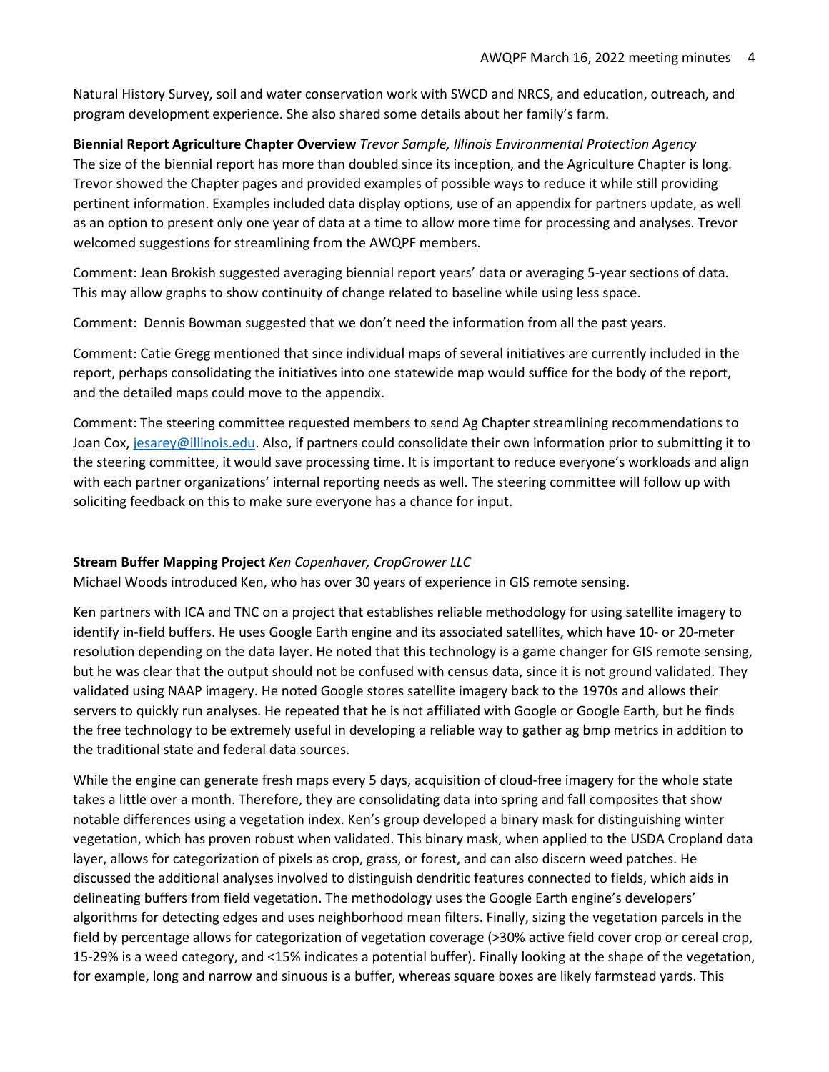Natural History Survey, soil and water conservation work with SWCD and NRCS, and education, outreach, and program development experience. She also shared some details about her family's farm.

**Biennial Report Agriculture Chapter Overview** *Trevor Sample, Illinois Environmental Protection Agency*
The size of the biennial report has more than doubled since its inception, and the Agriculture Chapter is long. Trevor showed the Chapter pages and provided examples of possible ways to reduce it while still providing pertinent information. Examples included data display options, use of an appendix for partners update, as well as an option to present only one year of data at a time to allow more time for processing and analyses. Trevor welcomed suggestions for streamlining from the AWQPF members.

Comment: Jean Brokish suggested averaging biennial report years' data or averaging 5-year sections of data. This may allow graphs to show continuity of change related to baseline while using less space.

Comment: Dennis Bowman suggested that we don't need the information from all the past years.

Comment: Catie Gregg mentioned that since individual maps of several initiatives are currently included in the report, perhaps consolidating the initiatives into one statewide map would suffice for the body of the report, and the detailed maps could move to the appendix.

Comment: The steering committee requested members to send Ag Chapter streamlining recommendations to Joan Cox, jesarey@illinois.edu. Also, if partners could consolidate their own information prior to submitting it to the steering committee, it would save processing time. It is important to reduce everyone's workloads and align with each partner organizations' internal reporting needs as well. The steering committee will follow up with soliciting feedback on this to make sure everyone has a chance for input.

**Stream Buffer Mapping Project** *Ken Copenhaver, CropGrower LLC*
Michael Woods introduced Ken, who has over 30 years of experience in GIS remote sensing.

Ken partners with ICA and TNC on a project that establishes reliable methodology for using satellite imagery to identify in-field buffers. He uses Google Earth engine and its associated satellites, which have 10- or 20-meter resolution depending on the data layer. He noted that this technology is a game changer for GIS remote sensing, but he was clear that the output should not be confused with census data, since it is not ground validated. They validated using NAAP imagery. He noted Google stores satellite imagery back to the 1970s and allows their servers to quickly run analyses. He repeated that he is not affiliated with Google or Google Earth, but he finds the free technology to be extremely useful in developing a reliable way to gather ag bmp metrics in addition to the traditional state and federal data sources.

While the engine can generate fresh maps every 5 days, acquisition of cloud-free imagery for the whole state takes a little over a month. Therefore, they are consolidating data into spring and fall composites that show notable differences using a vegetation index. Ken's group developed a binary mask for distinguishing winter vegetation, which has proven robust when validated. This binary mask, when applied to the USDA Cropland data layer, allows for categorization of pixels as crop, grass, or forest, and can also discern weed patches. He discussed the additional analyses involved to distinguish dendritic features connected to fields, which aids in delineating buffers from field vegetation. The methodology uses the Google Earth engine's developers' algorithms for detecting edges and uses neighborhood mean filters. Finally, sizing the vegetation parcels in the field by percentage allows for categorization of vegetation coverage (>30% active field cover crop or cereal crop, 15-29% is a weed category, and <15% indicates a potential buffer). Finally looking at the shape of the vegetation, for example, long and narrow and sinuous is a buffer, whereas square boxes are likely farmstead yards. This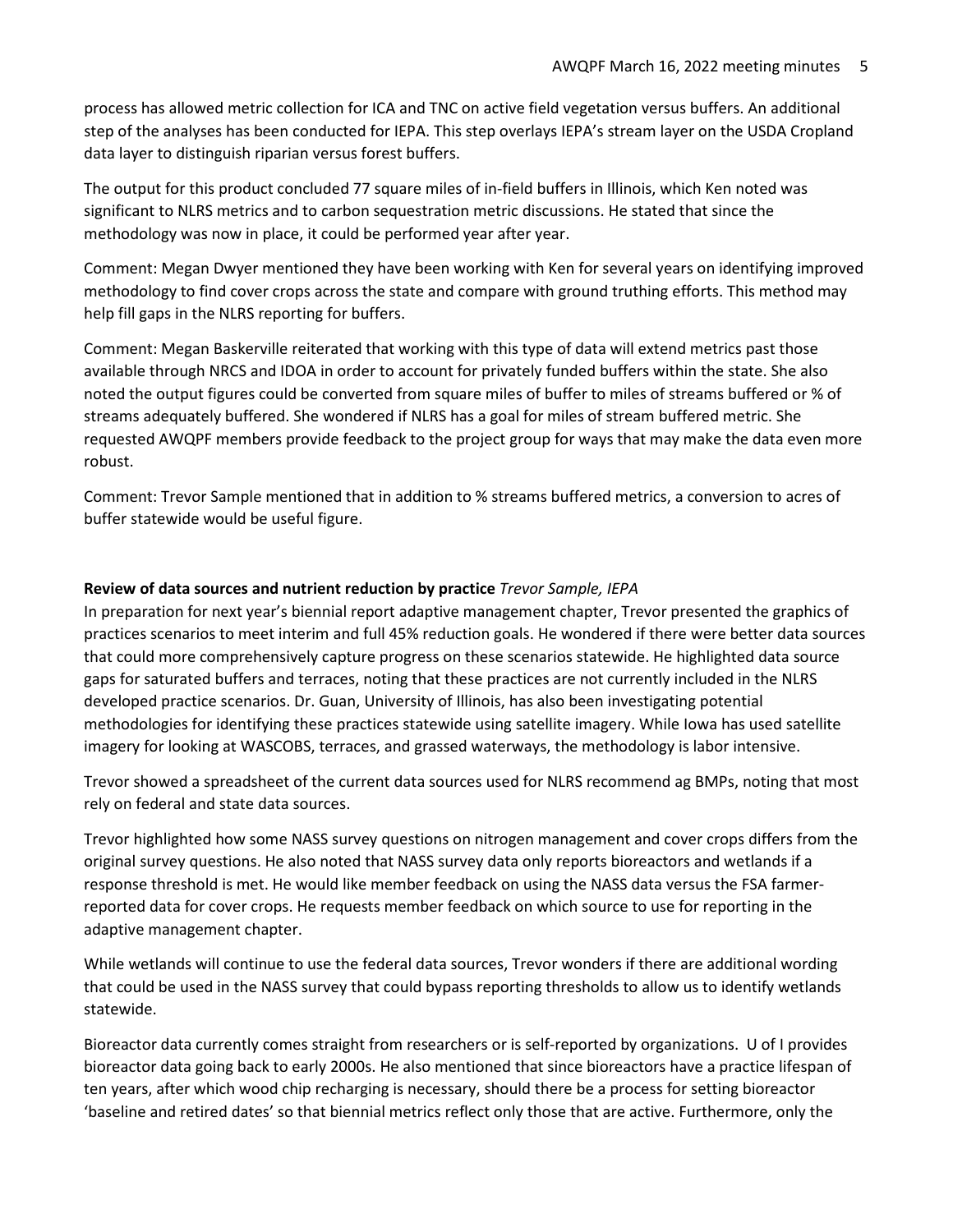process has allowed metric collection for ICA and TNC on active field vegetation versus buffers. An additional step of the analyses has been conducted for IEPA. This step overlays IEPA's stream layer on the USDA Cropland data layer to distinguish riparian versus forest buffers.

The output for this product concluded 77 square miles of in-field buffers in Illinois, which Ken noted was significant to NLRS metrics and to carbon sequestration metric discussions. He stated that since the methodology was now in place, it could be performed year after year.

Comment: Megan Dwyer mentioned they have been working with Ken for several years on identifying improved methodology to find cover crops across the state and compare with ground truthing efforts. This method may help fill gaps in the NLRS reporting for buffers.

Comment: Megan Baskerville reiterated that working with this type of data will extend metrics past those available through NRCS and IDOA in order to account for privately funded buffers within the state. She also noted the output figures could be converted from square miles of buffer to miles of streams buffered or % of streams adequately buffered. She wondered if NLRS has a goal for miles of stream buffered metric. She requested AWQPF members provide feedback to the project group for ways that may make the data even more robust.

Comment: Trevor Sample mentioned that in addition to % streams buffered metrics, a conversion to acres of buffer statewide would be useful figure.

**Review of data sources and nutrient reduction by practice** *Trevor Sample, IEPA*

In preparation for next year's biennial report adaptive management chapter, Trevor presented the graphics of practices scenarios to meet interim and full 45% reduction goals. He wondered if there were better data sources that could more comprehensively capture progress on these scenarios statewide. He highlighted data source gaps for saturated buffers and terraces, noting that these practices are not currently included in the NLRS developed practice scenarios. Dr. Guan, University of Illinois, has also been investigating potential methodologies for identifying these practices statewide using satellite imagery. While Iowa has used satellite imagery for looking at WASCOBS, terraces, and grassed waterways, the methodology is labor intensive.

Trevor showed a spreadsheet of the current data sources used for NLRS recommend ag BMPs, noting that most rely on federal and state data sources.

Trevor highlighted how some NASS survey questions on nitrogen management and cover crops differs from the original survey questions. He also noted that NASS survey data only reports bioreactors and wetlands if a response threshold is met. He would like member feedback on using the NASS data versus the FSA farmer-reported data for cover crops. He requests member feedback on which source to use for reporting in the adaptive management chapter.

While wetlands will continue to use the federal data sources, Trevor wonders if there are additional wording that could be used in the NASS survey that could bypass reporting thresholds to allow us to identify wetlands statewide.

Bioreactor data currently comes straight from researchers or is self-reported by organizations. U of I provides bioreactor data going back to early 2000s. He also mentioned that since bioreactors have a practice lifespan of ten years, after which wood chip recharging is necessary, should there be a process for setting bioreactor 'baseline and retired dates' so that biennial metrics reflect only those that are active. Furthermore, only the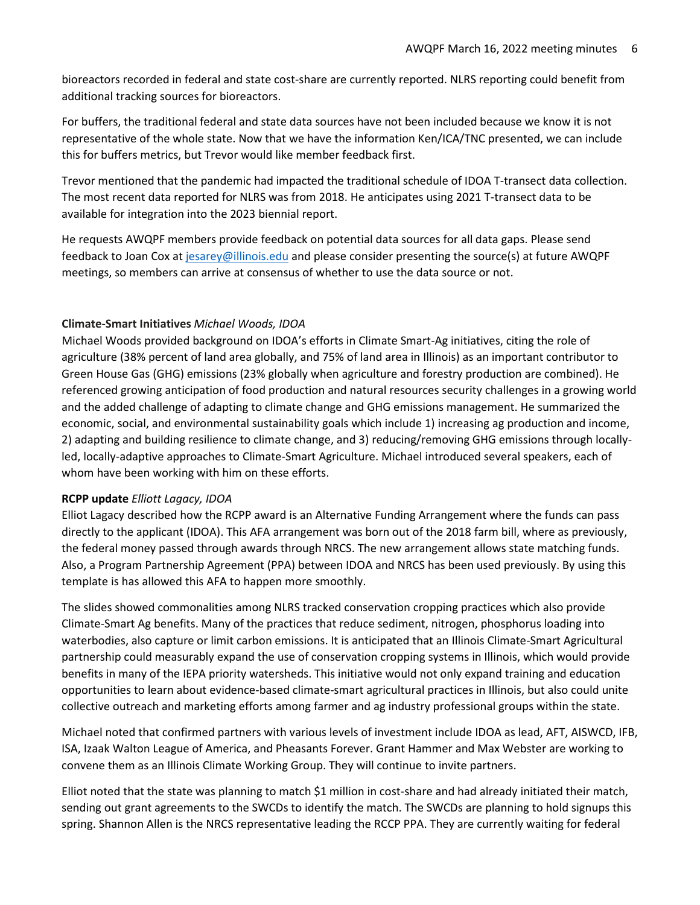bioreactors recorded in federal and state cost-share are currently reported. NLRS reporting could benefit from additional tracking sources for bioreactors.

For buffers, the traditional federal and state data sources have not been included because we know it is not representative of the whole state. Now that we have the information Ken/ICA/TNC presented, we can include this for buffers metrics, but Trevor would like member feedback first.

Trevor mentioned that the pandemic had impacted the traditional schedule of IDOA T-transect data collection. The most recent data reported for NLRS was from 2018. He anticipates using 2021 T-transect data to be available for integration into the 2023 biennial report.

He requests AWQPF members provide feedback on potential data sources for all data gaps. Please send feedback to Joan Cox at [jesarey@illinois.edu](mailto:jesarey@illinois.edu) and please consider presenting the source(s) at future AWQPF meetings, so members can arrive at consensus of whether to use the data source or not.

**Climate-Smart Initiatives** *Michael Woods, IDOA*

Michael Woods provided background on IDOA's efforts in Climate Smart-Ag initiatives, citing the role of agriculture (38% percent of land area globally, and 75% of land area in Illinois) as an important contributor to Green House Gas (GHG) emissions (23% globally when agriculture and forestry production are combined). He referenced growing anticipation of food production and natural resources security challenges in a growing world and the added challenge of adapting to climate change and GHG emissions management. He summarized the economic, social, and environmental sustainability goals which include 1) increasing ag production and income, 2) adapting and building resilience to climate change, and 3) reducing/removing GHG emissions through locally-led, locally-adaptive approaches to Climate-Smart Agriculture. Michael introduced several speakers, each of whom have been working with him on these efforts.

**RCPP update** *Elliott Lagacy, IDOA*

Elliot Lagacy described how the RCPP award is an Alternative Funding Arrangement where the funds can pass directly to the applicant (IDOA). This AFA arrangement was born out of the 2018 farm bill, where as previously, the federal money passed through awards through NRCS. The new arrangement allows state matching funds. Also, a Program Partnership Agreement (PPA) between IDOA and NRCS has been used previously. By using this template is has allowed this AFA to happen more smoothly.

The slides showed commonalities among NLRS tracked conservation cropping practices which also provide Climate-Smart Ag benefits. Many of the practices that reduce sediment, nitrogen, phosphorus loading into waterbodies, also capture or limit carbon emissions. It is anticipated that an Illinois Climate-Smart Agricultural partnership could measurably expand the use of conservation cropping systems in Illinois, which would provide benefits in many of the IEPA priority watersheds. This initiative would not only expand training and education opportunities to learn about evidence-based climate-smart agricultural practices in Illinois, but also could unite collective outreach and marketing efforts among farmer and ag industry professional groups within the state.

Michael noted that confirmed partners with various levels of investment include IDOA as lead, AFT, AISWCD, IFB, ISA, Izaak Walton League of America, and Pheasants Forever. Grant Hammer and Max Webster are working to convene them as an Illinois Climate Working Group. They will continue to invite partners.

Elliot noted that the state was planning to match $1 million in cost-share and had already initiated their match, sending out grant agreements to the SWCDs to identify the match. The SWCDs are planning to hold signups this spring. Shannon Allen is the NRCS representative leading the RCCP PPA. They are currently waiting for federal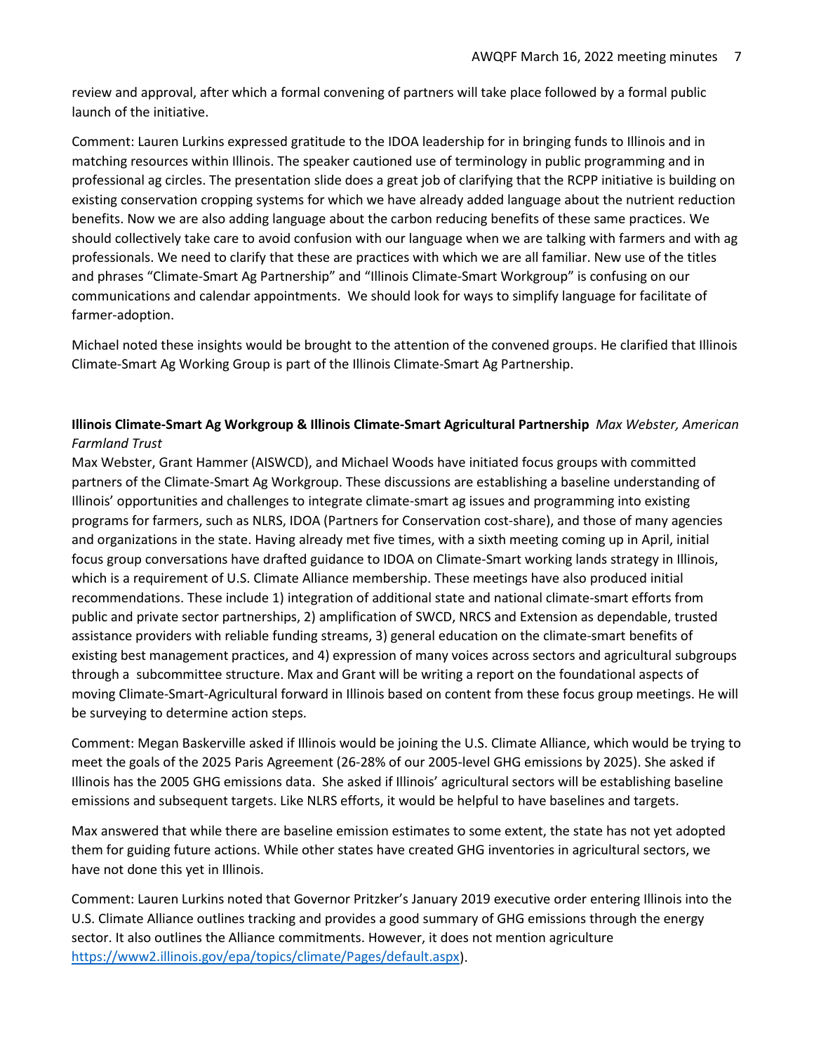review and approval, after which a formal convening of partners will take place followed by a formal public launch of the initiative.

Comment: Lauren Lurkins expressed gratitude to the IDOA leadership for in bringing funds to Illinois and in matching resources within Illinois. The speaker cautioned use of terminology in public programming and in professional ag circles. The presentation slide does a great job of clarifying that the RCPP initiative is building on existing conservation cropping systems for which we have already added language about the nutrient reduction benefits. Now we are also adding language about the carbon reducing benefits of these same practices. We should collectively take care to avoid confusion with our language when we are talking with farmers and with ag professionals. We need to clarify that these are practices with which we are all familiar. New use of the titles and phrases "Climate-Smart Ag Partnership" and "Illinois Climate-Smart Workgroup" is confusing on our communications and calendar appointments. We should look for ways to simplify language for facilitate of farmer-adoption.

Michael noted these insights would be brought to the attention of the convened groups. He clarified that Illinois Climate-Smart Ag Working Group is part of the Illinois Climate-Smart Ag Partnership.

**Illinois Climate-Smart Ag Workgroup & Illinois Climate-Smart Agricultural Partnership** *Max Webster, American Farmland Trust*

Max Webster, Grant Hammer (AISWCD), and Michael Woods have initiated focus groups with committed partners of the Climate-Smart Ag Workgroup. These discussions are establishing a baseline understanding of Illinois' opportunities and challenges to integrate climate-smart ag issues and programming into existing programs for farmers, such as NLRS, IDOA (Partners for Conservation cost-share), and those of many agencies and organizations in the state. Having already met five times, with a sixth meeting coming up in April, initial focus group conversations have drafted guidance to IDOA on Climate-Smart working lands strategy in Illinois, which is a requirement of U.S. Climate Alliance membership. These meetings have also produced initial recommendations. These include 1) integration of additional state and national climate-smart efforts from public and private sector partnerships, 2) amplification of SWCD, NRCS and Extension as dependable, trusted assistance providers with reliable funding streams, 3) general education on the climate-smart benefits of existing best management practices, and 4) expression of many voices across sectors and agricultural subgroups through a subcommittee structure. Max and Grant will be writing a report on the foundational aspects of moving Climate-Smart-Agricultural forward in Illinois based on content from these focus group meetings. He will be surveying to determine action steps.

Comment: Megan Baskerville asked if Illinois would be joining the U.S. Climate Alliance, which would be trying to meet the goals of the 2025 Paris Agreement (26-28% of our 2005-level GHG emissions by 2025). She asked if Illinois has the 2005 GHG emissions data. She asked if Illinois' agricultural sectors will be establishing baseline emissions and subsequent targets. Like NLRS efforts, it would be helpful to have baselines and targets.

Max answered that while there are baseline emission estimates to some extent, the state has not yet adopted them for guiding future actions. While other states have created GHG inventories in agricultural sectors, we have not done this yet in Illinois.

Comment: Lauren Lurkins noted that Governor Pritzker's January 2019 executive order entering Illinois into the U.S. Climate Alliance outlines tracking and provides a good summary of GHG emissions through the energy sector. It also outlines the Alliance commitments. However, it does not mention agriculture https://www2.illinois.gov/epa/topics/climate/Pages/default.aspx).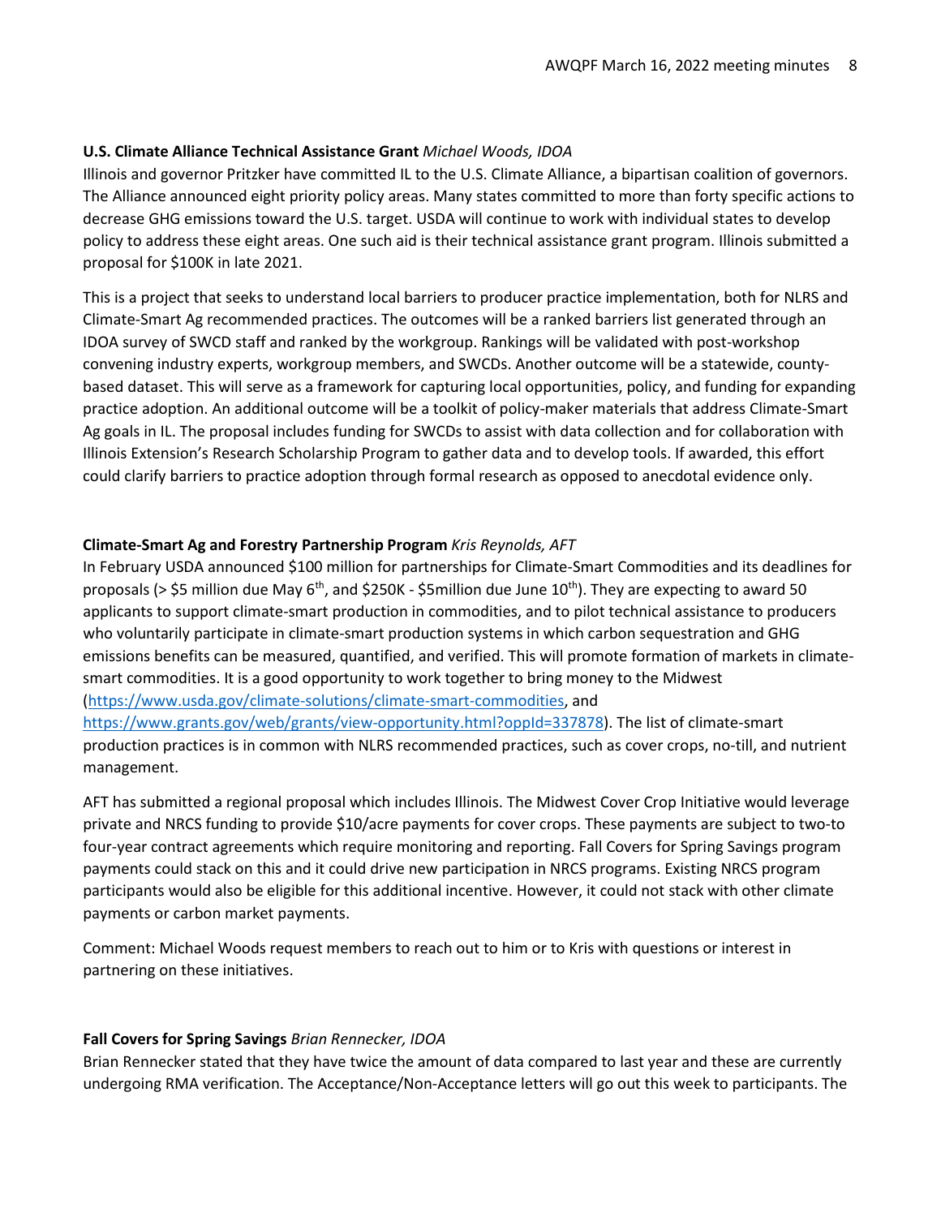**U.S. Climate Alliance Technical Assistance Grant** *Michael Woods, IDOA*

Illinois and governor Pritzker have committed IL to the U.S. Climate Alliance, a bipartisan coalition of governors. The Alliance announced eight priority policy areas. Many states committed to more than forty specific actions to decrease GHG emissions toward the U.S. target. USDA will continue to work with individual states to develop policy to address these eight areas. One such aid is their technical assistance grant program. Illinois submitted a proposal for $100K in late 2021.

This is a project that seeks to understand local barriers to producer practice implementation, both for NLRS and Climate-Smart Ag recommended practices. The outcomes will be a ranked barriers list generated through an IDOA survey of SWCD staff and ranked by the workgroup. Rankings will be validated with post-workshop convening industry experts, workgroup members, and SWCDs. Another outcome will be a statewide, county-based dataset. This will serve as a framework for capturing local opportunities, policy, and funding for expanding practice adoption. An additional outcome will be a toolkit of policy-maker materials that address Climate-Smart Ag goals in IL. The proposal includes funding for SWCDs to assist with data collection and for collaboration with Illinois Extension's Research Scholarship Program to gather data and to develop tools. If awarded, this effort could clarify barriers to practice adoption through formal research as opposed to anecdotal evidence only.

**Climate-Smart Ag and Forestry Partnership Program** *Kris Reynolds, AFT*

In February USDA announced $100 million for partnerships for Climate-Smart Commodities and its deadlines for proposals (> $5 million due May 6th, and $250K - $5million due June 10th). They are expecting to award 50 applicants to support climate-smart production in commodities, and to pilot technical assistance to producers who voluntarily participate in climate-smart production systems in which carbon sequestration and GHG emissions benefits can be measured, quantified, and verified. This will promote formation of markets in climate-smart commodities. It is a good opportunity to work together to bring money to the Midwest (https://www.usda.gov/climate-solutions/climate-smart-commodities, and https://www.grants.gov/web/grants/view-opportunity.html?oppId=337878). The list of climate-smart production practices is in common with NLRS recommended practices, such as cover crops, no-till, and nutrient management.

AFT has submitted a regional proposal which includes Illinois. The Midwest Cover Crop Initiative would leverage private and NRCS funding to provide $10/acre payments for cover crops. These payments are subject to two-to four-year contract agreements which require monitoring and reporting. Fall Covers for Spring Savings program payments could stack on this and it could drive new participation in NRCS programs. Existing NRCS program participants would also be eligible for this additional incentive. However, it could not stack with other climate payments or carbon market payments.

Comment: Michael Woods request members to reach out to him or to Kris with questions or interest in partnering on these initiatives.

**Fall Covers for Spring Savings** *Brian Rennecker, IDOA*

Brian Rennecker stated that they have twice the amount of data compared to last year and these are currently undergoing RMA verification. The Acceptance/Non-Acceptance letters will go out this week to participants. The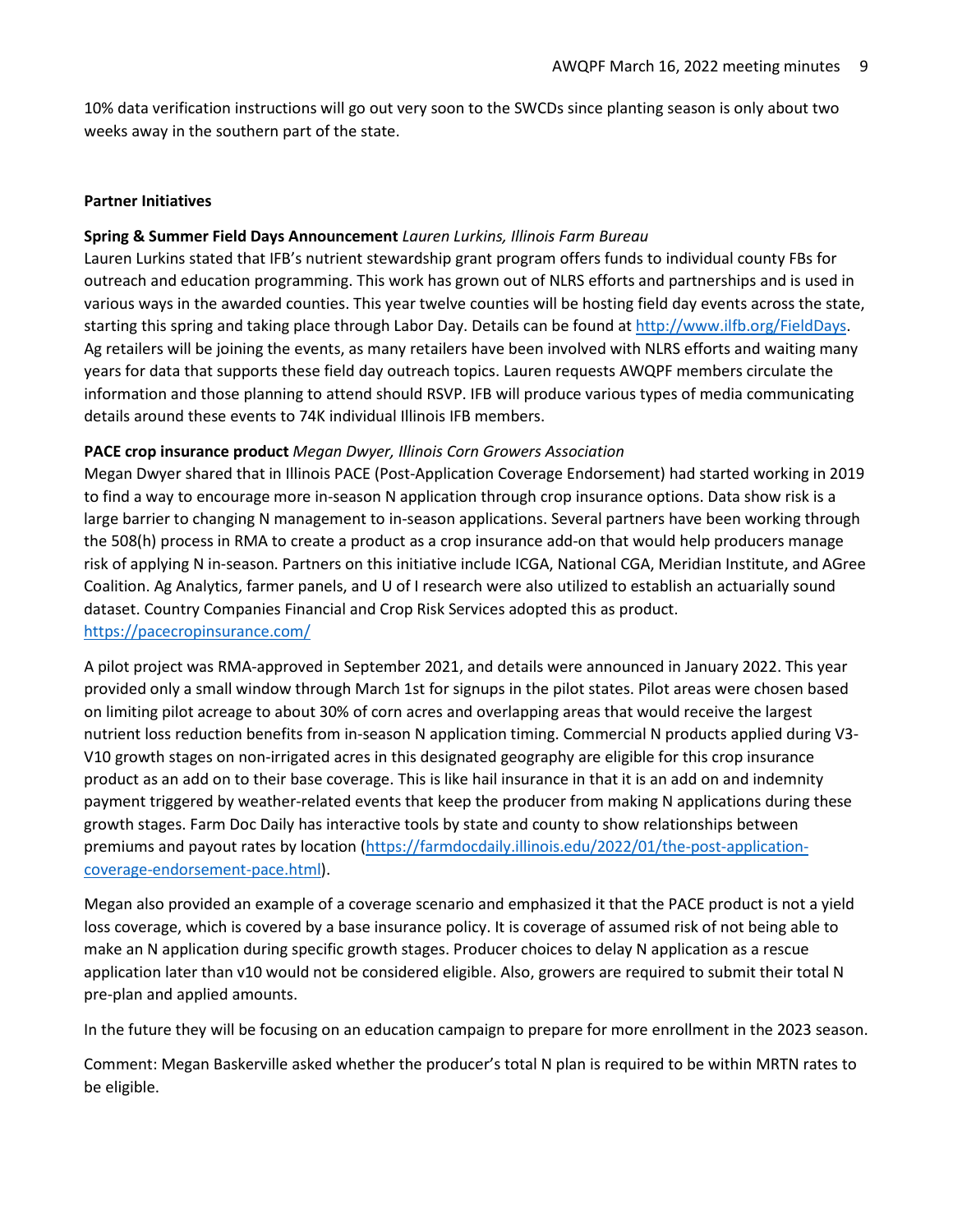10% data verification instructions will go out very soon to the SWCDs since planting season is only about two weeks away in the southern part of the state.

**Partner Initiatives**

**Spring & Summer Field Days Announcement** *Lauren Lurkins, Illinois Farm Bureau*

Lauren Lurkins stated that IFB's nutrient stewardship grant program offers funds to individual county FBs for outreach and education programming. This work has grown out of NLRS efforts and partnerships and is used in various ways in the awarded counties. This year twelve counties will be hosting field day events across the state, starting this spring and taking place through Labor Day. Details can be found at [http://www.ilfb.org/FieldDays](http://www.ilfb.org/FieldDays). Ag retailers will be joining the events, as many retailers have been involved with NLRS efforts and waiting many years for data that supports these field day outreach topics. Lauren requests AWQPF members circulate the information and those planning to attend should RSVP. IFB will produce various types of media communicating details around these events to 74K individual Illinois IFB members.

**PACE crop insurance product** *Megan Dwyer, Illinois Corn Growers Association*

Megan Dwyer shared that in Illinois PACE (Post-Application Coverage Endorsement) had started working in 2019 to find a way to encourage more in-season N application through crop insurance options. Data show risk is a large barrier to changing N management to in-season applications. Several partners have been working through the 508(h) process in RMA to create a product as a crop insurance add-on that would help producers manage risk of applying N in-season. Partners on this initiative include ICGA, National CGA, Meridian Institute, and AGree Coalition. Ag Analytics, farmer panels, and U of I research were also utilized to establish an actuarially sound dataset. Country Companies Financial and Crop Risk Services adopted this as product. [https://pacecropinsurance.com/](https://pacecropinsurance.com/)

A pilot project was RMA-approved in September 2021, and details were announced in January 2022. This year provided only a small window through March 1st for signups in the pilot states. Pilot areas were chosen based on limiting pilot acreage to about 30% of corn acres and overlapping areas that would receive the largest nutrient loss reduction benefits from in-season N application timing. Commercial N products applied during V3-V10 growth stages on non-irrigated acres in this designated geography are eligible for this crop insurance product as an add on to their base coverage. This is like hail insurance in that it is an add on and indemnity payment triggered by weather-related events that keep the producer from making N applications during these growth stages. Farm Doc Daily has interactive tools by state and county to show relationships between premiums and payout rates by location ([https://farmdocdaily.illinois.edu/2022/01/the-post-application-coverage-endorsement-pace.html](https://farmdocdaily.illinois.edu/2022/01/the-post-application-coverage-endorsement-pace.html)).

Megan also provided an example of a coverage scenario and emphasized it that the PACE product is not a yield loss coverage, which is covered by a base insurance policy. It is coverage of assumed risk of not being able to make an N application during specific growth stages. Producer choices to delay N application as a rescue application later than v10 would not be considered eligible. Also, growers are required to submit their total N pre-plan and applied amounts.

In the future they will be focusing on an education campaign to prepare for more enrollment in the 2023 season.

Comment: Megan Baskerville asked whether the producer's total N plan is required to be within MRTN rates to be eligible.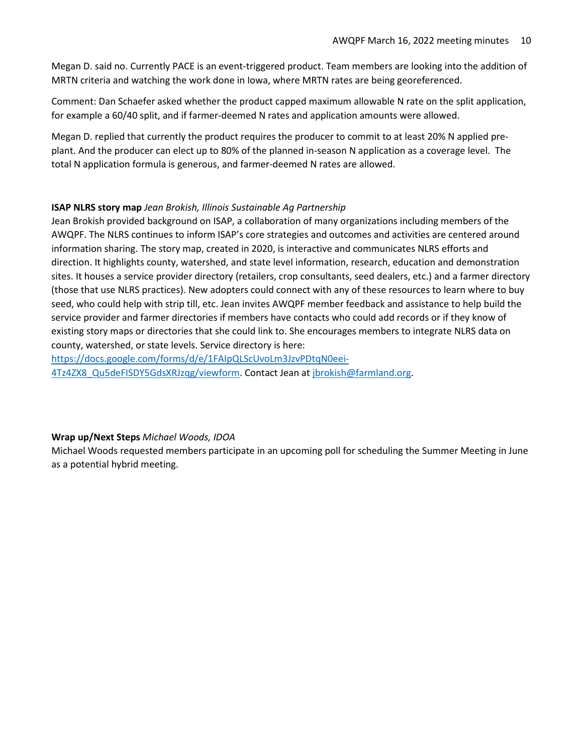Megan D. said no. Currently PACE is an event-triggered product. Team members are looking into the addition of MRTN criteria and watching the work done in Iowa, where MRTN rates are being georeferenced.

Comment: Dan Schaefer asked whether the product capped maximum allowable N rate on the split application, for example a 60/40 split, and if farmer-deemed N rates and application amounts were allowed.

Megan D. replied that currently the product requires the producer to commit to at least 20% N applied pre-plant. And the producer can elect up to 80% of the planned in-season N application as a coverage level. The total N application formula is generous, and farmer-deemed N rates are allowed.

**ISAP NLRS story map** *Jean Brokish, Illinois Sustainable Ag Partnership*

Jean Brokish provided background on ISAP, a collaboration of many organizations including members of the AWQPF. The NLRS continues to inform ISAP's core strategies and outcomes and activities are centered around information sharing. The story map, created in 2020, is interactive and communicates NLRS efforts and direction. It highlights county, watershed, and state level information, research, education and demonstration sites. It houses a service provider directory (retailers, crop consultants, seed dealers, etc.) and a farmer directory (those that use NLRS practices). New adopters could connect with any of these resources to learn where to buy seed, who could help with strip till, etc. Jean invites AWQPF member feedback and assistance to help build the service provider and farmer directories if members have contacts who could add records or if they know of existing story maps or directories that she could link to. She encourages members to integrate NLRS data on county, watershed, or state levels. Service directory is here: [https://docs.google.com/forms/d/e/1FAIpQLScUvoLm3JzvPDtqN0eei-4Tz4ZX8_Qu5deFISDY5GdsXRJzqg/viewform](https://docs.google.com/forms/d/e/1FAIpQLScUvoLm3JzvPDtqN0eei-4Tz4ZX8_Qu5deFISDY5GdsXRJzqg/viewform). Contact Jean at [jbrokish@farmland.org](mailto:jbrokish@farmland.org).

**Wrap up/Next Steps** *Michael Woods, IDOA*

Michael Woods requested members participate in an upcoming poll for scheduling the Summer Meeting in June as a potential hybrid meeting.